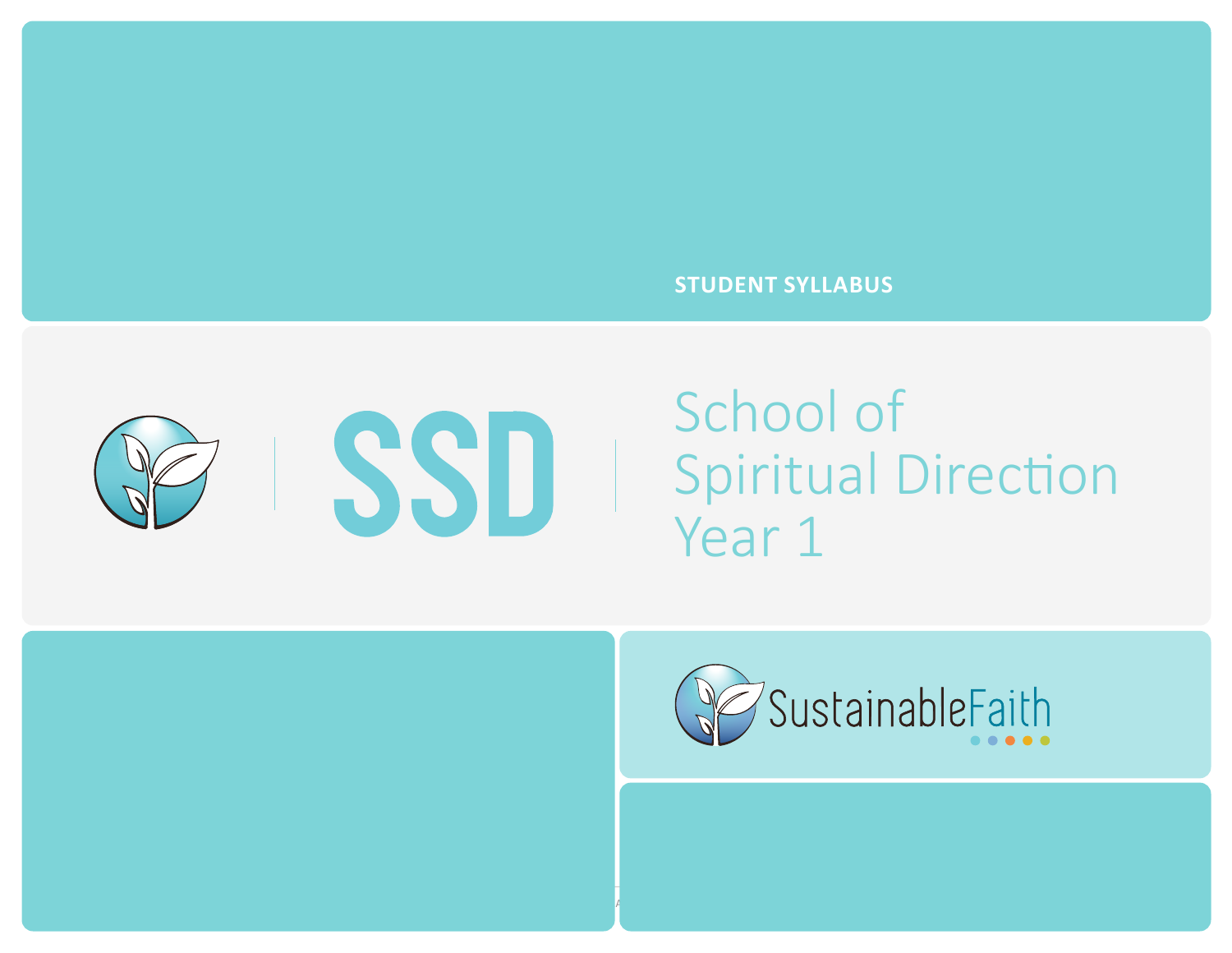**STUDENT SYLLABUS**

# SSD

# School of Spiritual Direction Year 1

SustainableFaith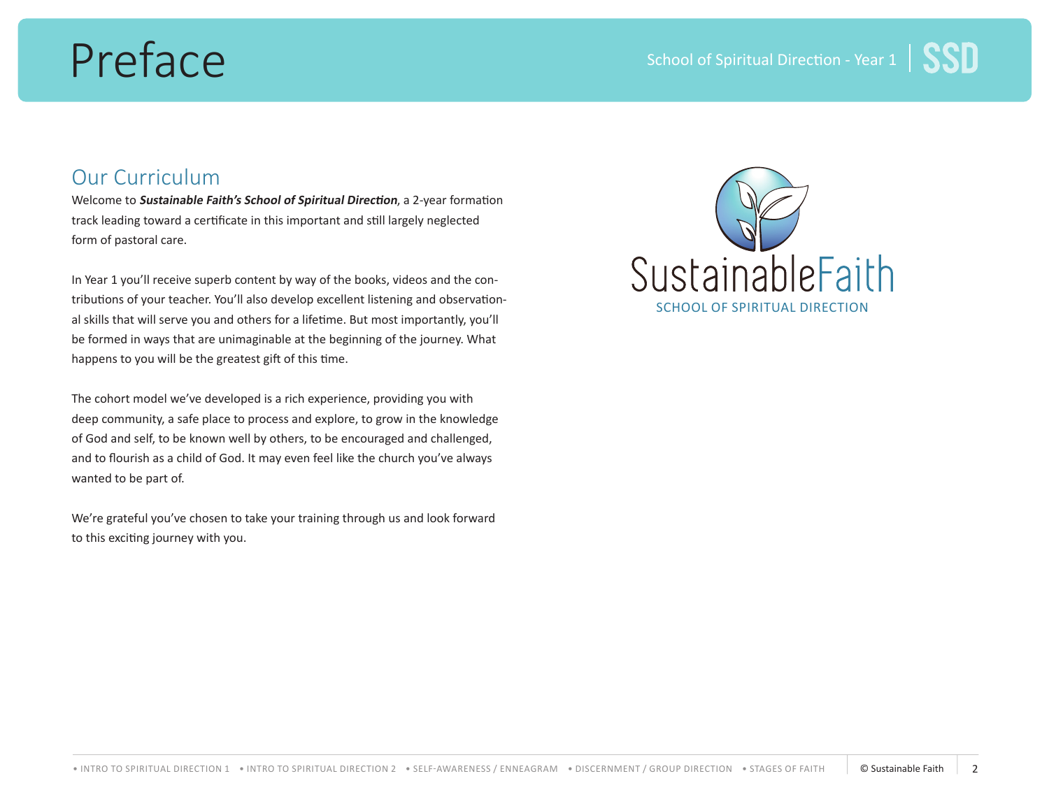# Preface

## Our Curriculum

Welcome to ***Sustainable Faith's School of Spiritual Direction***, a 2-year formation track leading toward a certificate in this important and still largely neglected form of pastoral care.

In Year 1 you'll receive superb content by way of the books, videos and the contributions of your teacher. You'll also develop excellent listening and observational skills that will serve you and others for a lifetime. But most importantly, you'll be formed in ways that are unimaginable at the beginning of the journey. What happens to you will be the greatest gift of this time.

The cohort model we've developed is a rich experience, providing you with deep community, a safe place to process and explore, to grow in the knowledge of God and self, to be known well by others, to be encouraged and challenged, and to flourish as a child of God. It may even feel like the church you've always wanted to be part of.

We're grateful you've chosen to take your training through us and look forward to this exciting journey with you.

SustainableFaith
SCHOOL OF SPIRITUAL DIRECTION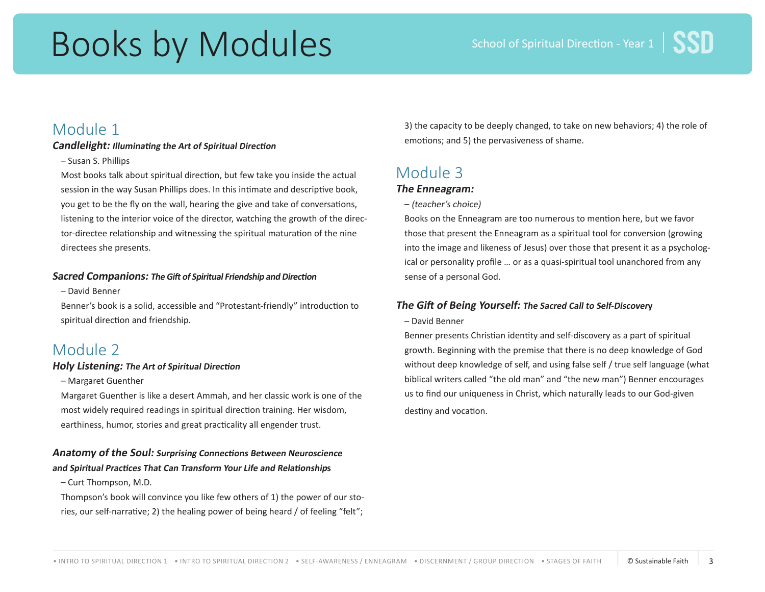# Books by Modules

School of Spiritual Direction - Year 1 | SSD

## Module 1

***Candlelight:* *Illuminating the Art of Spiritual Direction***

– Susan S. Phillips

Most books talk about spiritual direction, but few take you inside the actual session in the way Susan Phillips does. In this intimate and descriptive book, you get to be the fly on the wall, hearing the give and take of conversations, listening to the interior voice of the director, watching the growth of the director-directee relationship and witnessing the spiritual maturation of the nine directees she presents.

***Sacred Companions:* *The Gift of Spiritual Friendship and Direction***

– David Benner

Benner's book is a solid, accessible and "Protestant-friendly" introduction to spiritual direction and friendship.

## Module 2

***Holy Listening:* *The Art of Spiritual Direction***

– Margaret Guenther

Margaret Guenther is like a desert Ammah, and her classic work is one of the most widely required readings in spiritual direction training. Her wisdom, earthiness, humor, stories and great practicality all engender trust.

***Anatomy of the Soul:* *Surprising Connections Between Neuroscience and Spiritual Practices That Can Transform Your Life and Relationships***

– Curt Thompson, M.D.

Thompson's book will convince you like few others of 1) the power of our stories, our self-narrative; 2) the healing power of being heard / of feeling "felt"; 3) the capacity to be deeply changed, to take on new behaviors; 4) the role of emotions; and 5) the pervasiveness of shame.

## Module 3

***The Enneagram:***

– *(teacher's choice)*

Books on the Enneagram are too numerous to mention here, but we favor those that present the Enneagram as a spiritual tool for conversion (growing into the image and likeness of Jesus) over those that present it as a psychological or personality profile … or as a quasi-spiritual tool unanchored from any sense of a personal God.

***The Gift of Being Yourself:* *The Sacred Call to Self-Discovery***

– David Benner

Benner presents Christian identity and self-discovery as a part of spiritual growth. Beginning with the premise that there is no deep knowledge of God without deep knowledge of self, and using false self / true self language (what biblical writers called "the old man" and "the new man") Benner encourages us to find our uniqueness in Christ, which naturally leads to our God-given destiny and vocation.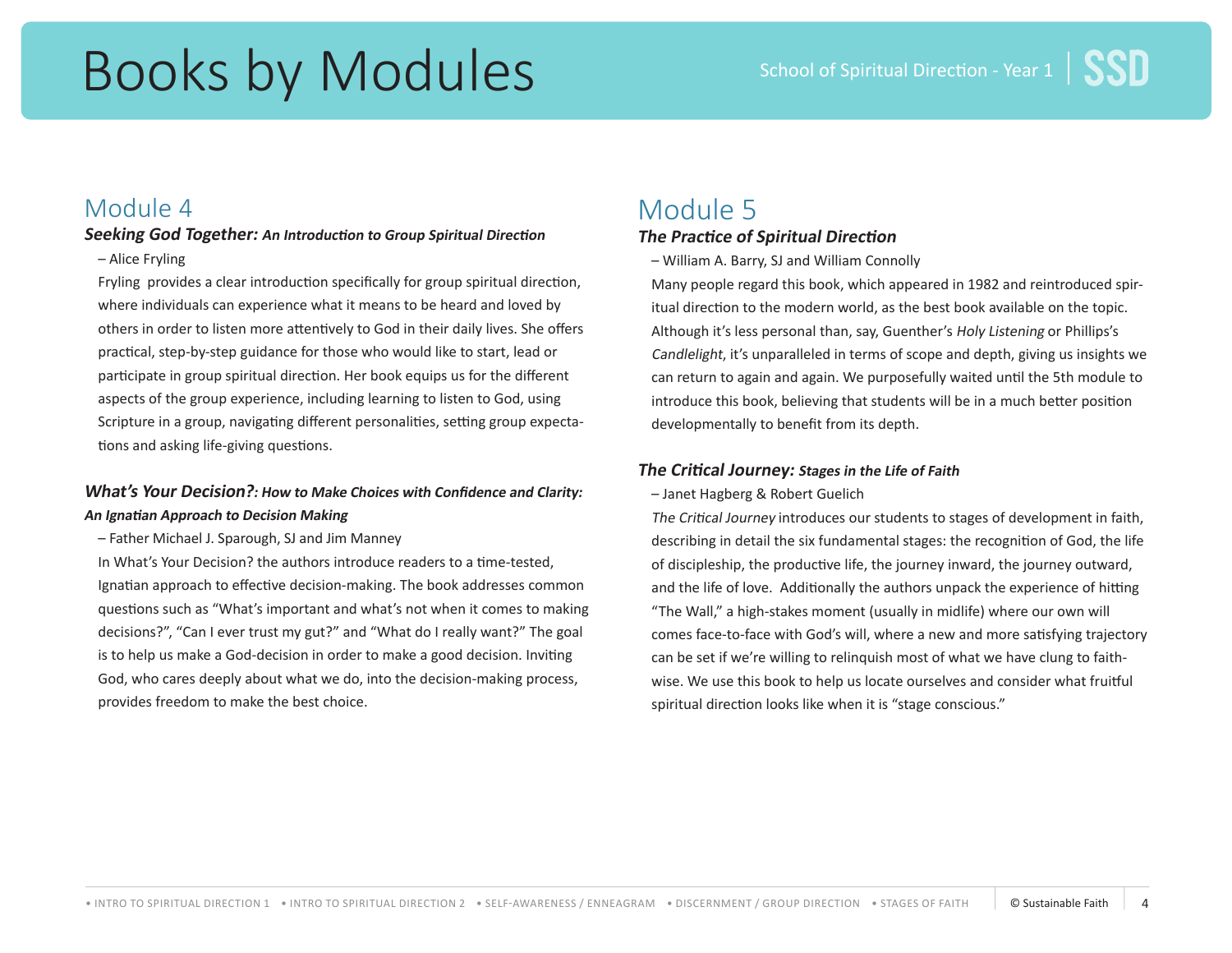# Books by Modules

## Module 4

***Seeking God Together:*** ***An Introduction to Group Spiritual Direction***

– Alice Fryling

Fryling provides a clear introduction specifically for group spiritual direction, where individuals can experience what it means to be heard and loved by others in order to listen more attentively to God in their daily lives. She offers practical, step-by-step guidance for those who would like to start, lead or participate in group spiritual direction. Her book equips us for the different aspects of the group experience, including learning to listen to God, using Scripture in a group, navigating different personalities, setting group expectations and asking life-giving questions.

***What's Your Decision?: How to Make Choices with Confidence and Clarity: An Ignatian Approach to Decision Making***

– Father Michael J. Sparough, SJ and Jim Manney

In What's Your Decision? the authors introduce readers to a time-tested, Ignatian approach to effective decision-making. The book addresses common questions such as "What's important and what's not when it comes to making decisions?", "Can I ever trust my gut?" and "What do I really want?" The goal is to help us make a God-decision in order to make a good decision. Inviting God, who cares deeply about what we do, into the decision-making process, provides freedom to make the best choice.

## Module 5

***The Practice of Spiritual Direction***

– William A. Barry, SJ and William Connolly

Many people regard this book, which appeared in 1982 and reintroduced spiritual direction to the modern world, as the best book available on the topic. Although it's less personal than, say, Guenther's *Holy Listening* or Phillips's *Candlelight*, it's unparalleled in terms of scope and depth, giving us insights we can return to again and again. We purposefully waited until the 5th module to introduce this book, believing that students will be in a much better position developmentally to benefit from its depth.

***The Critical Journey:*** ***Stages in the Life of Faith***

– Janet Hagberg & Robert Guelich

*The Critical Journey* introduces our students to stages of development in faith, describing in detail the six fundamental stages: the recognition of God, the life of discipleship, the productive life, the journey inward, the journey outward, and the life of love. Additionally the authors unpack the experience of hitting "The Wall," a high-stakes moment (usually in midlife) where our own will comes face-to-face with God's will, where a new and more satisfying trajectory can be set if we're willing to relinquish most of what we have clung to faith-wise. We use this book to help us locate ourselves and consider what fruitful spiritual direction looks like when it is "stage conscious."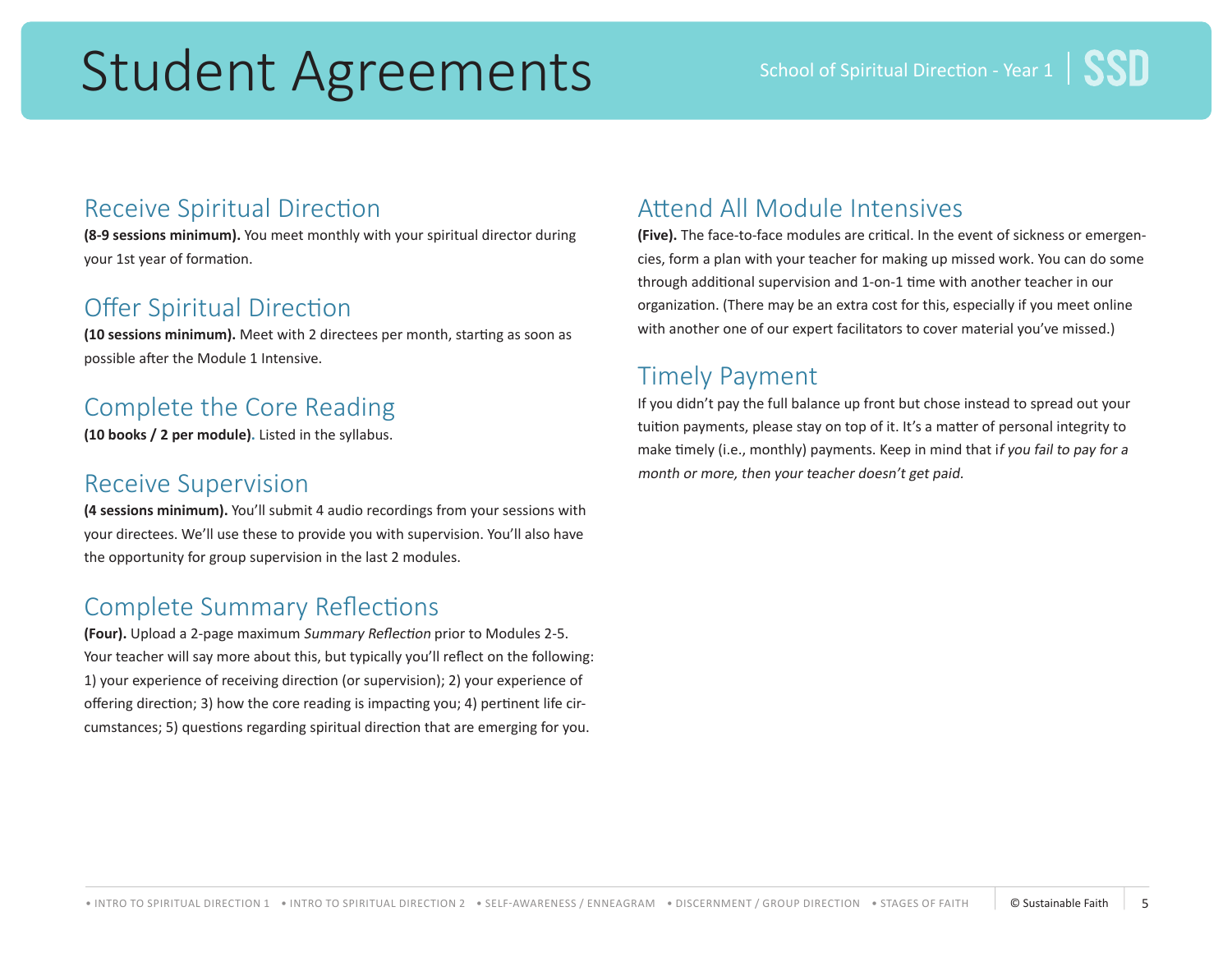# Student Agreements

## Receive Spiritual Direction

**(8-9 sessions minimum).** You meet monthly with your spiritual director during your 1st year of formation.

## Offer Spiritual Direction

**(10 sessions minimum).** Meet with 2 directees per month, starting as soon as possible after the Module 1 Intensive.

## Complete the Core Reading

**(10 books / 2 per module)**. Listed in the syllabus.

## Receive Supervision

**(4 sessions minimum).** You'll submit 4 audio recordings from your sessions with your directees. We'll use these to provide you with supervision. You'll also have the opportunity for group supervision in the last 2 modules.

## Complete Summary Reflections

**(Four).** Upload a 2-page maximum *Summary Reflection* prior to Modules 2-5. Your teacher will say more about this, but typically you'll reflect on the following: 1) your experience of receiving direction (or supervision); 2) your experience of offering direction; 3) how the core reading is impacting you; 4) pertinent life circumstances; 5) questions regarding spiritual direction that are emerging for you.

## Attend All Module Intensives

**(Five).** The face-to-face modules are critical. In the event of sickness or emergencies, form a plan with your teacher for making up missed work. You can do some through additional supervision and 1-on-1 time with another teacher in our organization. (There may be an extra cost for this, especially if you meet online with another one of our expert facilitators to cover material you've missed.)

## Timely Payment

If you didn't pay the full balance up front but chose instead to spread out your tuition payments, please stay on top of it. It's a matter of personal integrity to make timely (i.e., monthly) payments. Keep in mind that i*f you fail to pay for a month or more, then your teacher doesn't get paid.*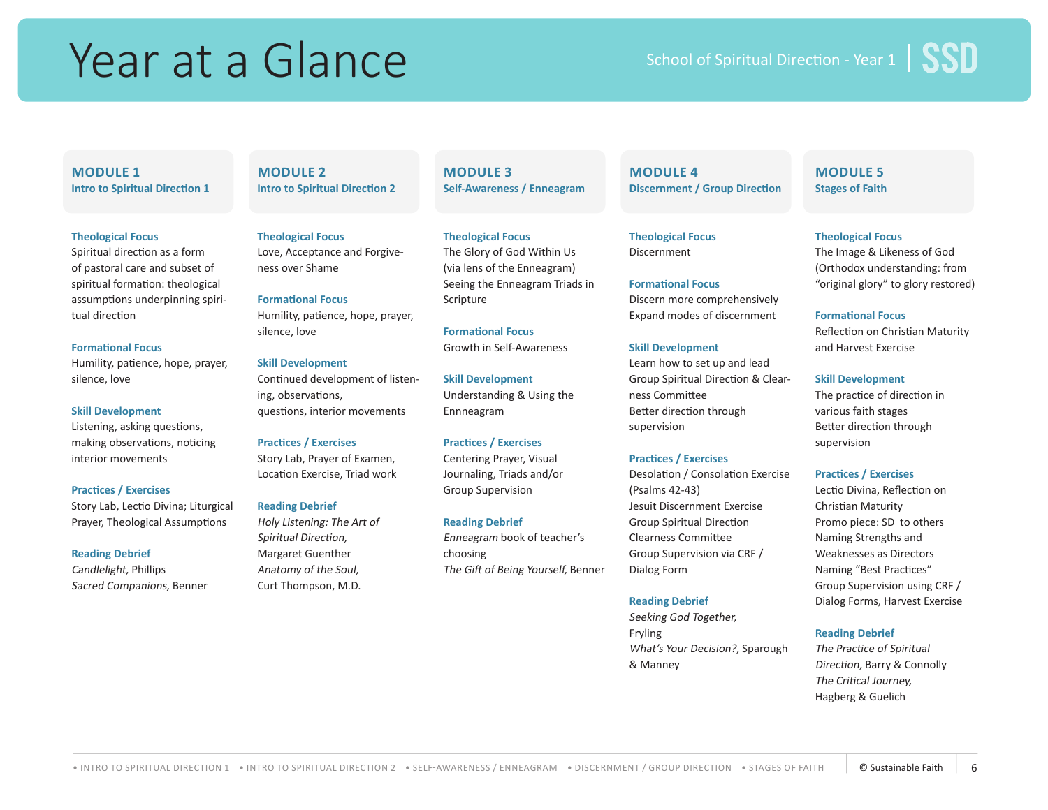# Year at a Glance

School of Spiritual Direction - Year 1 | SSD

## MODULE 1
### Intro to Spiritual Direction 1

**Theological Focus**
Spiritual direction as a form of pastoral care and subset of spiritual formation: theological assumptions underpinning spiritual direction

**Formational Focus**
Humility, patience, hope, prayer, silence, love

**Skill Development**
Listening, asking questions, making observations, noticing interior movements

**Practices / Exercises**
Story Lab, Lectio Divina; Liturgical Prayer, Theological Assumptions

**Reading Debrief**
*Candlelight,* Phillips
*Sacred Companions,* Benner

## MODULE 2
### Intro to Spiritual Direction 2

**Theological Focus**
Love, Acceptance and Forgiveness over Shame

**Formational Focus**
Humility, patience, hope, prayer, silence, love

**Skill Development**
Continued development of listening, observations, questions, interior movements

**Practices / Exercises**
Story Lab, Prayer of Examen, Location Exercise, Triad work

**Reading Debrief**
*Holy Listening: The Art of Spiritual Direction,* Margaret Guenther
*Anatomy of the Soul,* Curt Thompson, M.D.

## MODULE 3
### Self-Awareness / Enneagram

**Theological Focus**
The Glory of God Within Us (via lens of the Enneagram)
Seeing the Enneagram Triads in Scripture

**Formational Focus**
Growth in Self-Awareness

**Skill Development**
Understanding & Using the Enneagram

**Practices / Exercises**
Centering Prayer, Visual Journaling, Triads and/or Group Supervision

**Reading Debrief**
*Enneagram* book of teacher's choosing
*The Gift of Being Yourself,* Benner

## MODULE 4
### Discernment / Group Direction

**Theological Focus**
Discernment

**Formational Focus**
Discern more comprehensively
Expand modes of discernment

**Skill Development**
Learn how to set up and lead Group Spiritual Direction & Clearness Committee
Better direction through supervision

**Practices / Exercises**
Desolation / Consolation Exercise (Psalms 42-43)
Jesuit Discernment Exercise
Group Spiritual Direction
Clearness Committee
Group Supervision via CRF / Dialog Form

**Reading Debrief**
*Seeking God Together,* Frying
*What's Your Decision?,* Sparough & Manney

## MODULE 5
### Stages of Faith

**Theological Focus**
The Image & Likeness of God (Orthodox understanding: from "original glory" to glory restored)

**Formational Focus**
Reflection on Christian Maturity and Harvest Exercise

**Skill Development**
The practice of direction in various faith stages
Better direction through supervision

**Practices / Exercises**
Lectio Divina, Reflection on Christian Maturity
Promo piece: SD to others
Naming Strengths and Weaknesses as Directors
Naming "Best Practices"
Group Supervision using CRF / Dialog Forms, Harvest Exercise

**Reading Debrief**
*The Practice of Spiritual Direction,* Barry & Connolly
*The Critical Journey,* Hagberg & Guelich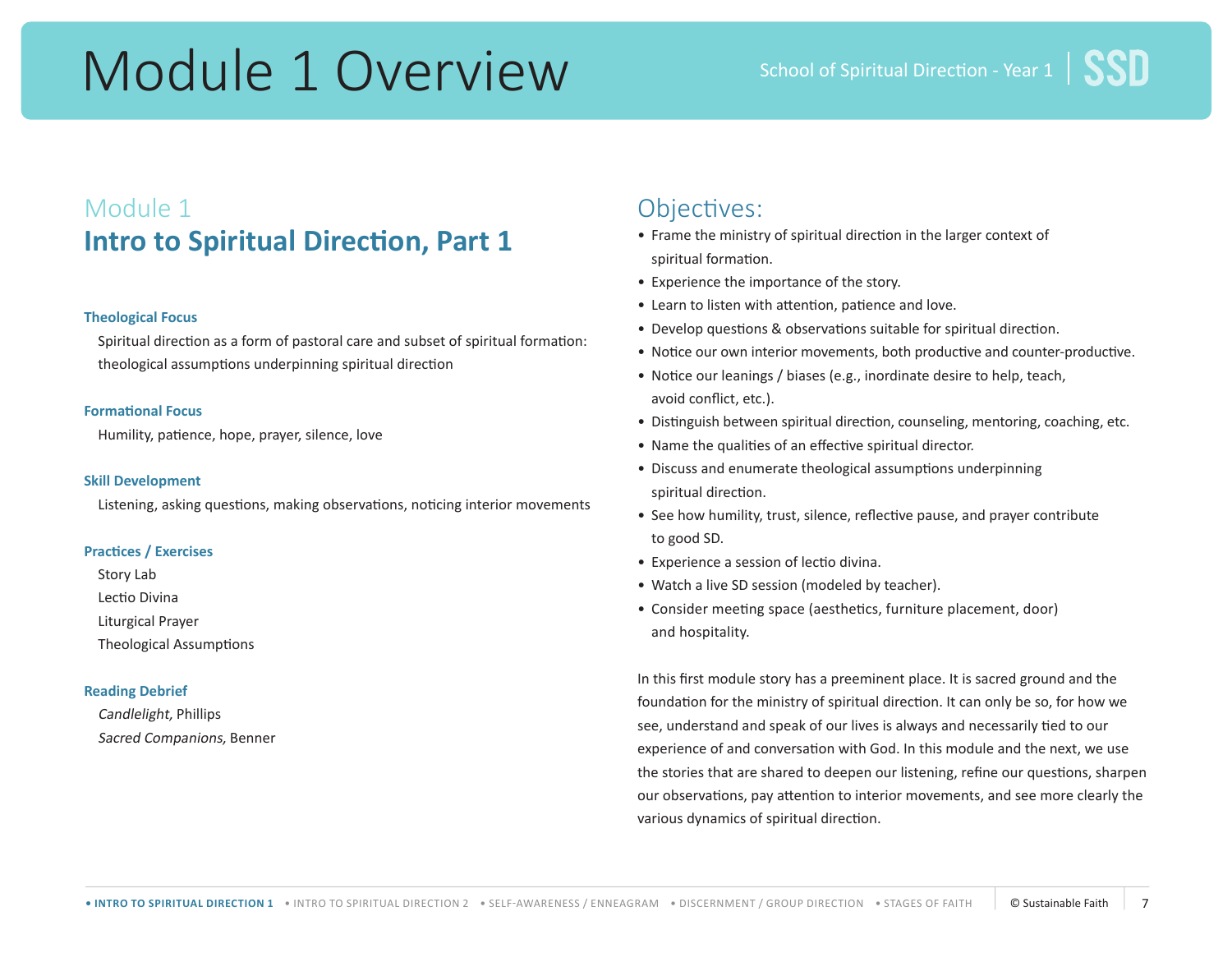# Module 1 Overview

## Module 1
## Intro to Spiritual Direction, Part 1

**Theological Focus**

Spiritual direction as a form of pastoral care and subset of spiritual formation: theological assumptions underpinning spiritual direction

**Formational Focus**

Humility, patience, hope, prayer, silence, love

**Skill Development**

Listening, asking questions, making observations, noticing interior movements

**Practices / Exercises**

Story Lab
Lectio Divina
Liturgical Prayer
Theological Assumptions

**Reading Debrief**

*Candlelight,* Phillips
*Sacred Companions,* Benner

## Objectives:

- Frame the ministry of spiritual direction in the larger context of spiritual formation.
- Experience the importance of the story.
- Learn to listen with attention, patience and love.
- Develop questions & observations suitable for spiritual direction.
- Notice our own interior movements, both productive and counter-productive.
- Notice our leanings / biases (e.g., inordinate desire to help, teach, avoid conflict, etc.).
- Distinguish between spiritual direction, counseling, mentoring, coaching, etc.
- Name the qualities of an effective spiritual director.
- Discuss and enumerate theological assumptions underpinning spiritual direction.
- See how humility, trust, silence, reflective pause, and prayer contribute to good SD.
- Experience a session of lectio divina.
- Watch a live SD session (modeled by teacher).
- Consider meeting space (aesthetics, furniture placement, door) and hospitality.

In this first module story has a preeminent place. It is sacred ground and the foundation for the ministry of spiritual direction. It can only be so, for how we see, understand and speak of our lives is always and necessarily tied to our experience of and conversation with God. In this module and the next, we use the stories that are shared to deepen our listening, refine our questions, sharpen our observations, pay attention to interior movements, and see more clearly the various dynamics of spiritual direction.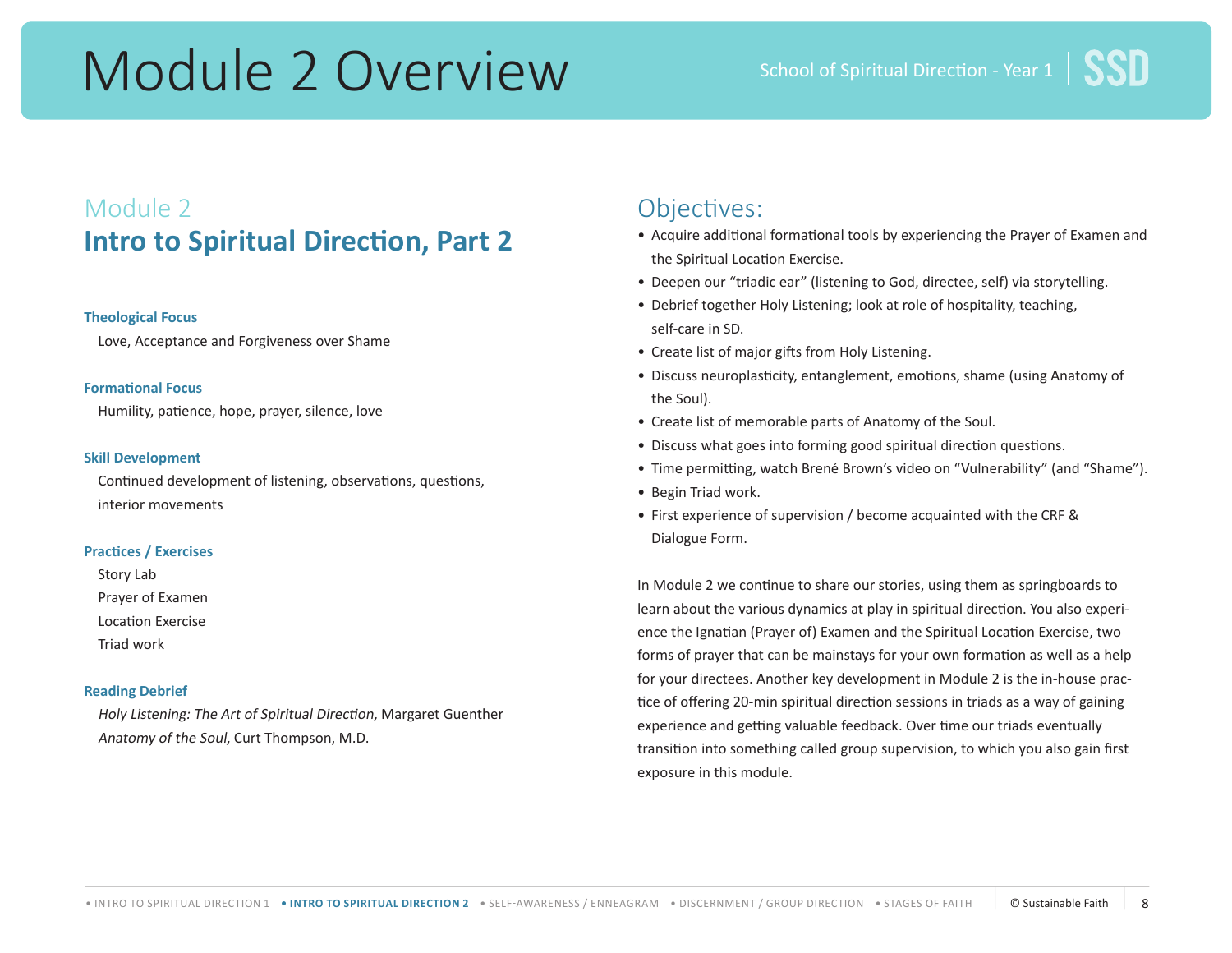# Module 2 Overview

## Module 2
## Intro to Spiritual Direction, Part 2

**Theological Focus**
Love, Acceptance and Forgiveness over Shame

**Formational Focus**
Humility, patience, hope, prayer, silence, love

**Skill Development**
Continued development of listening, observations, questions, interior movements

**Practices / Exercises**
Story Lab
Prayer of Examen
Location Exercise
Triad work

**Reading Debrief**
*Holy Listening: The Art of Spiritual Direction,* Margaret Guenther
*Anatomy of the Soul,* Curt Thompson, M.D.

## Objectives:

- Acquire additional formational tools by experiencing the Prayer of Examen and the Spiritual Location Exercise.
- Deepen our "triadic ear" (listening to God, directee, self) via storytelling.
- Debrief together Holy Listening; look at role of hospitality, teaching, self-care in SD.
- Create list of major gifts from Holy Listening.
- Discuss neuroplasticity, entanglement, emotions, shame (using Anatomy of the Soul).
- Create list of memorable parts of Anatomy of the Soul.
- Discuss what goes into forming good spiritual direction questions.
- Time permitting, watch Brené Brown's video on "Vulnerability" (and "Shame").
- Begin Triad work.
- First experience of supervision / become acquainted with the CRF & Dialogue Form.

In Module 2 we continue to share our stories, using them as springboards to learn about the various dynamics at play in spiritual direction. You also experience the Ignatian (Prayer of) Examen and the Spiritual Location Exercise, two forms of prayer that can be mainstays for your own formation as well as a help for your directees. Another key development in Module 2 is the in-house practice of offering 20-min spiritual direction sessions in triads as a way of gaining experience and getting valuable feedback. Over time our triads eventually transition into something called group supervision, to which you also gain first exposure in this module.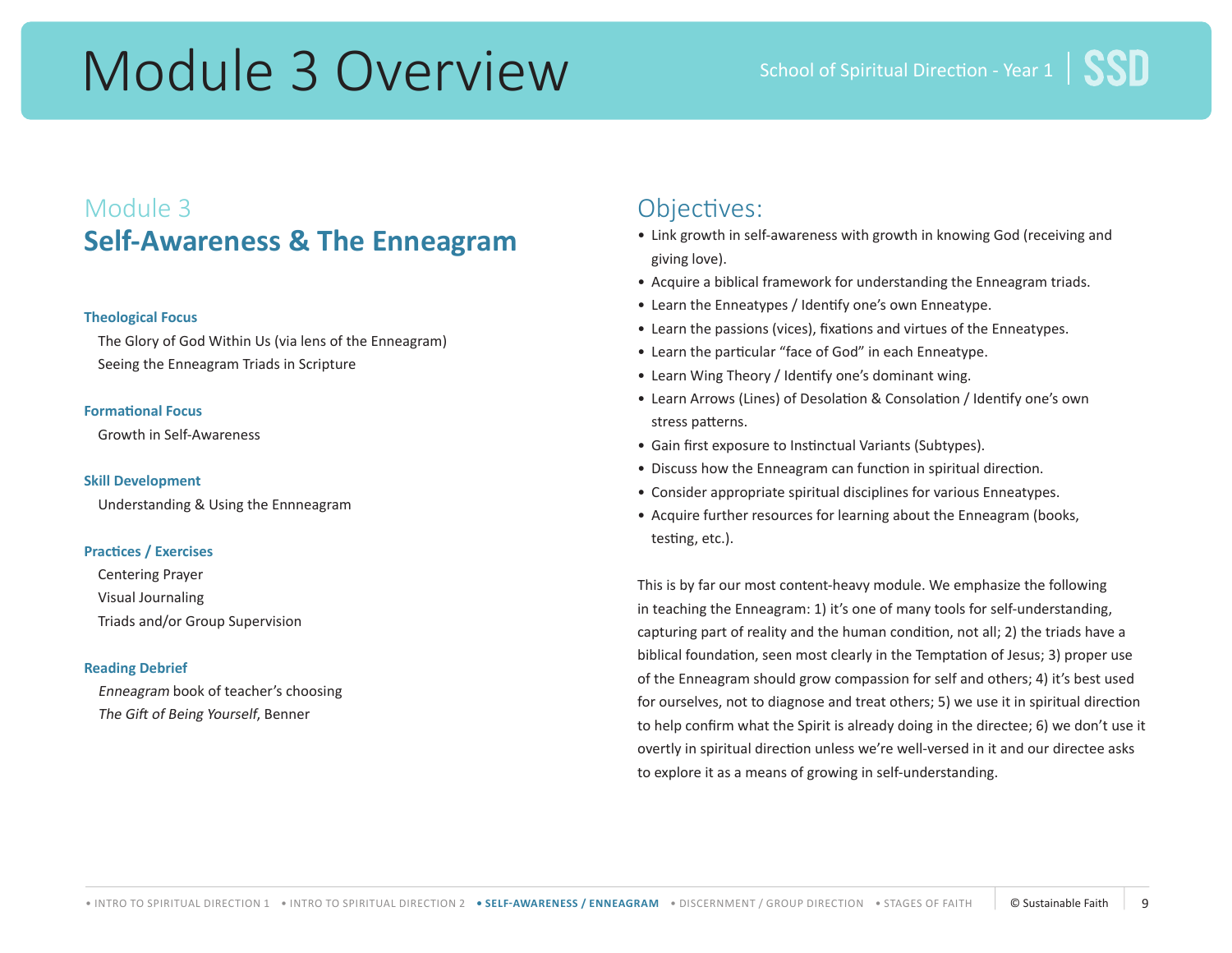# Module 3 Overview

## Module 3
## Self-Awareness & The Enneagram

**Theological Focus**

The Glory of God Within Us (via lens of the Enneagram)
Seeing the Enneagram Triads in Scripture

**Formational Focus**

Growth in Self-Awareness

**Skill Development**

Understanding & Using the Ennneagram

**Practices / Exercises**

Centering Prayer
Visual Journaling
Triads and/or Group Supervision

**Reading Debrief**

*Enneagram* book of teacher's choosing
*The Gift of Being Yourself*, Benner

## Objectives:

- Link growth in self-awareness with growth in knowing God (receiving and giving love).
- Acquire a biblical framework for understanding the Enneagram triads.
- Learn the Enneatypes / Identify one's own Enneatype.
- Learn the passions (vices), fixations and virtues of the Enneatypes.
- Learn the particular "face of God" in each Enneatype.
- Learn Wing Theory / Identify one's dominant wing.
- Learn Arrows (Lines) of Desolation & Consolation / Identify one's own stress patterns.
- Gain first exposure to Instinctual Variants (Subtypes).
- Discuss how the Enneagram can function in spiritual direction.
- Consider appropriate spiritual disciplines for various Enneatypes.
- Acquire further resources for learning about the Enneagram (books, testing, etc.).

This is by far our most content-heavy module. We emphasize the following in teaching the Enneagram: 1) it's one of many tools for self-understanding, capturing part of reality and the human condition, not all; 2) the triads have a biblical foundation, seen most clearly in the Temptation of Jesus; 3) proper use of the Enneagram should grow compassion for self and others; 4) it's best used for ourselves, not to diagnose and treat others; 5) we use it in spiritual direction to help confirm what the Spirit is already doing in the directee; 6) we don't use it overtly in spiritual direction unless we're well-versed in it and our directee asks to explore it as a means of growing in self-understanding.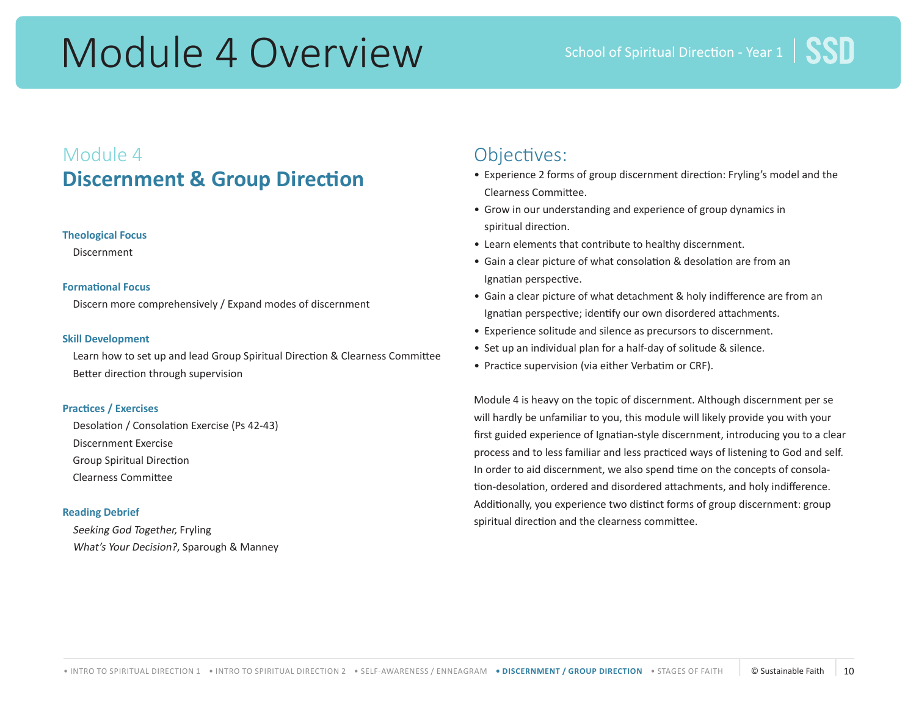# Module 4 Overview

## Module 4
## Discernment & Group Direction

**Theological Focus**
Discernment

**Formational Focus**
Discern more comprehensively / Expand modes of discernment

**Skill Development**
Learn how to set up and lead Group Spiritual Direction & Clearness Committee
Better direction through supervision

**Practices / Exercises**
Desolation / Consolation Exercise (Ps 42-43)
Discernment Exercise
Group Spiritual Direction
Clearness Committee

**Reading Debrief**
*Seeking God Together,* Fryling
*What's Your Decision?,* Sparough & Manney

## Objectives:

- Experience 2 forms of group discernment direction: Fryling's model and the Clearness Committee.
- Grow in our understanding and experience of group dynamics in spiritual direction.
- Learn elements that contribute to healthy discernment.
- Gain a clear picture of what consolation & desolation are from an Ignatian perspective.
- Gain a clear picture of what detachment & holy indifference are from an Ignatian perspective; identify our own disordered attachments.
- Experience solitude and silence as precursors to discernment.
- Set up an individual plan for a half-day of solitude & silence.
- Practice supervision (via either Verbatim or CRF).

Module 4 is heavy on the topic of discernment. Although discernment per se will hardly be unfamiliar to you, this module will likely provide you with your first guided experience of Ignatian-style discernment, introducing you to a clear process and to less familiar and less practiced ways of listening to God and self. In order to aid discernment, we also spend time on the concepts of consolation-desolation, ordered and disordered attachments, and holy indifference. Additionally, you experience two distinct forms of group discernment: group spiritual direction and the clearness committee.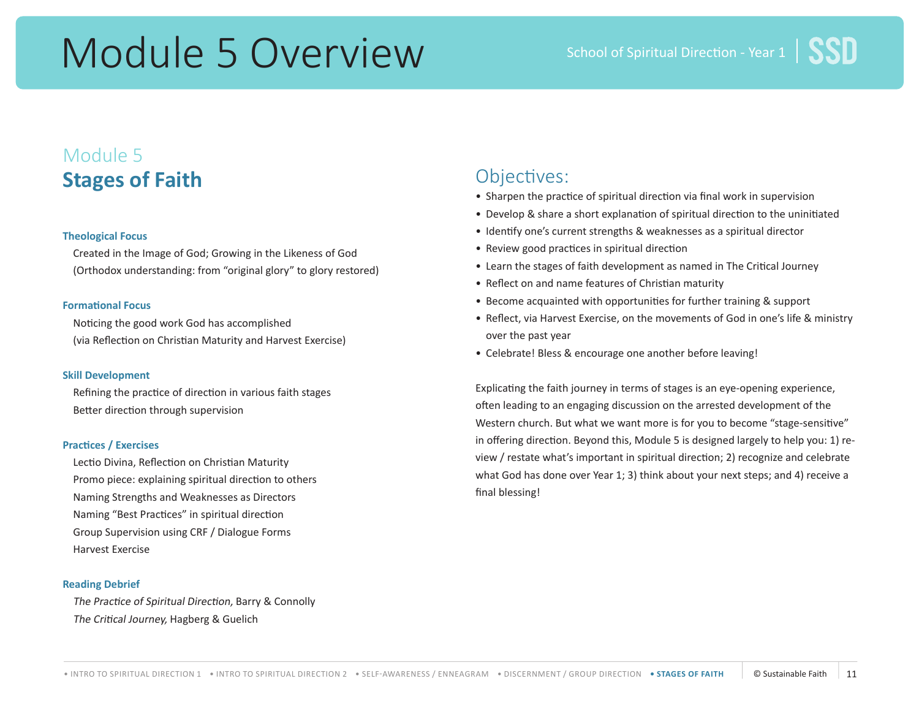# Module 5 Overview

## Module 5
## Stages of Faith

**Theological Focus**

Created in the Image of God; Growing in the Likeness of God
(Orthodox understanding: from "original glory" to glory restored)

**Formational Focus**

Noticing the good work God has accomplished
(via Reflection on Christian Maturity and Harvest Exercise)

**Skill Development**

Refining the practice of direction in various faith stages
Better direction through supervision

**Practices / Exercises**

Lectio Divina, Reflection on Christian Maturity
Promo piece: explaining spiritual direction to others
Naming Strengths and Weaknesses as Directors
Naming "Best Practices" in spiritual direction
Group Supervision using CRF / Dialogue Forms
Harvest Exercise

**Reading Debrief**

*The Practice of Spiritual Direction,* Barry & Connolly
*The Critical Journey,* Hagberg & Guelich

## Objectives:

- Sharpen the practice of spiritual direction via final work in supervision
- Develop & share a short explanation of spiritual direction to the uninitiated
- Identify one's current strengths & weaknesses as a spiritual director
- Review good practices in spiritual direction
- Learn the stages of faith development as named in The Critical Journey
- Reflect on and name features of Christian maturity
- Become acquainted with opportunities for further training & support
- Reflect, via Harvest Exercise, on the movements of God in one's life & ministry over the past year
- Celebrate! Bless & encourage one another before leaving!

Explicating the faith journey in terms of stages is an eye-opening experience, often leading to an engaging discussion on the arrested development of the Western church. But what we want more is for you to become "stage-sensitive" in offering direction. Beyond this, Module 5 is designed largely to help you: 1) review / restate what's important in spiritual direction; 2) recognize and celebrate what God has done over Year 1; 3) think about your next steps; and 4) receive a final blessing!